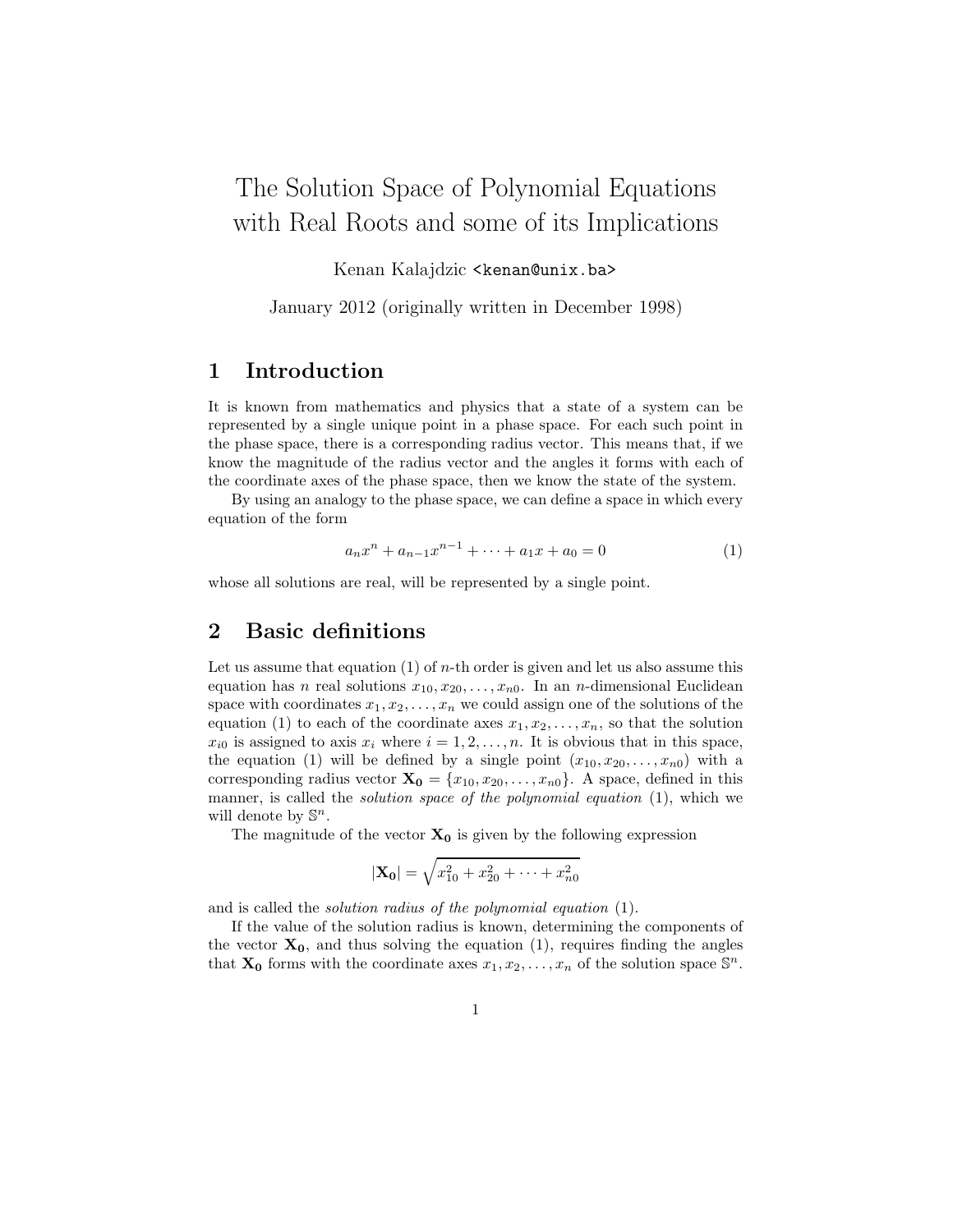# The Solution Space of Polynomial Equations with Real Roots and some of its Implications

Kenan Kalajdzic <kenan@unix.ba>

January 2012 (originally written in December 1998)

## 1 Introduction

It is known from mathematics and physics that a state of a system can be represented by a single unique point in a phase space. For each such point in the phase space, there is a corresponding radius vector. This means that, if we know the magnitude of the radius vector and the angles it forms with each of the coordinate axes of the phase space, then we know the state of the system.

By using an analogy to the phase space, we can define a space in which every equation of the form

$$a_n x^n + a_{n-1} x^{n-1} + \cdots + a_1 x + a_0 = 0 \tag{1}$$

whose all solutions are real, will be represented by a single point.

## 2 Basic definitions

Let us assume that equation (1) of $n$-th order is given and let us also assume this equation has $n$ real solutions $x_{10}, x_{20}, \ldots, x_{n0}$. In an $n$-dimensional Euclidean space with coordinates $x_1, x_2, \ldots, x_n$ we could assign one of the solutions of the equation (1) to each of the coordinate axes $x_1, x_2, \ldots, x_n$, so that the solution $x_{i0}$ is assigned to axis $x_i$ where $i = 1, 2, \ldots, n$. It is obvious that in this space, the equation (1) will be defined by a single point $(x_{10}, x_{20}, \ldots, x_{n0})$ with a corresponding radius vector $\mathbf{X_0} = \{x_{10}, x_{20}, \ldots, x_{n0}\}$. A space, defined in this manner, is called the *solution space of the polynomial equation* (1), which we will denote by $\mathbb{S}^n$.

The magnitude of the vector $\mathbf{X_0}$ is given by the following expression

$$|\mathbf{X_0}| = \sqrt{x_{10}^2 + x_{20}^2 + \cdots + x_{n0}^2}$$

and is called the *solution radius of the polynomial equation* (1).

If the value of the solution radius is known, determining the components of the vector $\mathbf{X_0}$, and thus solving the equation (1), requires finding the angles that $\mathbf{X_0}$ forms with the coordinate axes $x_1, x_2, \ldots, x_n$ of the solution space $\mathbb{S}^n$.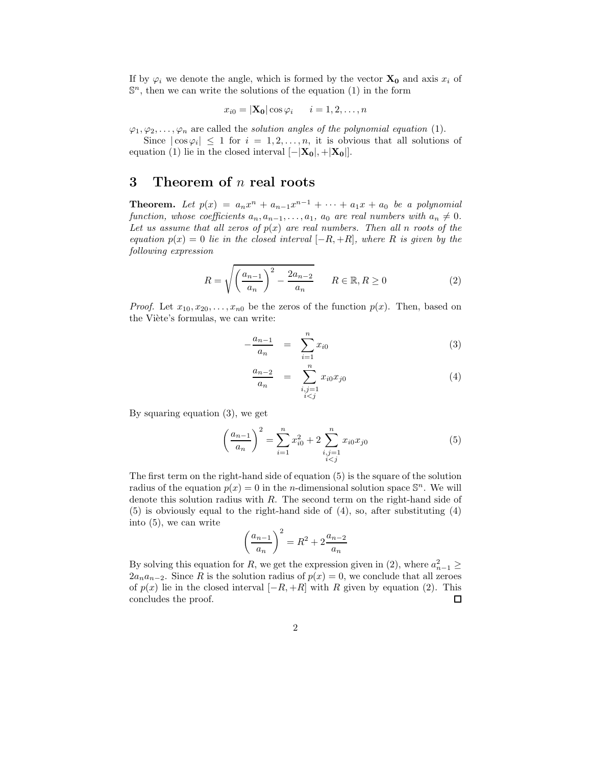If by $\varphi_i$ we denote the angle, which is formed by the vector $\mathbf{X_0}$ and axis $x_i$ of $\mathbb{S}^n$, then we can write the solutions of the equation (1) in the form

$$x_{i0} = |\mathbf{X_0}| \cos \varphi_i \qquad i = 1, 2, \ldots, n$$

$\varphi_1, \varphi_2, \ldots, \varphi_n$ are called the *solution angles of the polynomial equation* (1).

Since $|\cos \varphi_i| \leq 1$ for $i = 1, 2, \ldots, n$, it is obvious that all solutions of equation (1) lie in the closed interval $[-|\mathbf{X_0}|, +|\mathbf{X_0}|]$.

## 3 Theorem of $n$ real roots

**Theorem.** *Let $p(x) = a_n x^n + a_{n-1} x^{n-1} + \cdots + a_1 x + a_0$ be a polynomial function, whose coefficients $a_n, a_{n-1}, \ldots, a_1$, $a_0$ are real numbers with $a_n \neq 0$. Let us assume that all zeros of $p(x)$ are real numbers. Then all $n$ roots of the equation $p(x) = 0$ lie in the closed interval $[-R, +R]$, where $R$ is given by the following expression*

$$R = \sqrt{\left(\frac{a_{n-1}}{a_n}\right)^2 - \frac{2a_{n-2}}{a_n}} \qquad R \in \mathbb{R}, R \geq 0 \tag{2}$$

*Proof.* Let $x_{10}, x_{20}, \ldots, x_{n0}$ be the zeros of the function $p(x)$. Then, based on the Viète's formulas, we can write:

$$-\frac{a_{n-1}}{a_n} = \sum_{i=1}^{n} x_{i0} \tag{3}$$

$$\frac{a_{n-2}}{a_n} = \sum_{\substack{i,j=1 \\ i<j}}^{n} x_{i0} x_{j0} \tag{4}$$

By squaring equation (3), we get

$$\left(\frac{a_{n-1}}{a_n}\right)^2 = \sum_{i=1}^{n} x_{i0}^2 + 2 \sum_{\substack{i,j=1 \\ i<j}}^{n} x_{i0} x_{j0} \tag{5}$$

The first term on the right-hand side of equation (5) is the square of the solution radius of the equation $p(x) = 0$ in the $n$-dimensional solution space $\mathbb{S}^n$. We will denote this solution radius with $R$. The second term on the right-hand side of (5) is obviously equal to the right-hand side of (4), so, after substituting (4) into (5), we can write

$$\left(\frac{a_{n-1}}{a_n}\right)^2 = R^2 + 2\frac{a_{n-2}}{a_n}$$

By solving this equation for $R$, we get the expression given in (2), where $a_{n-1}^2 \geq 2a_n a_{n-2}$. Since $R$ is the solution radius of $p(x) = 0$, we conclude that all zeroes of $p(x)$ lie in the closed interval $[-R, +R]$ with $R$ given by equation (2). This concludes the proof. □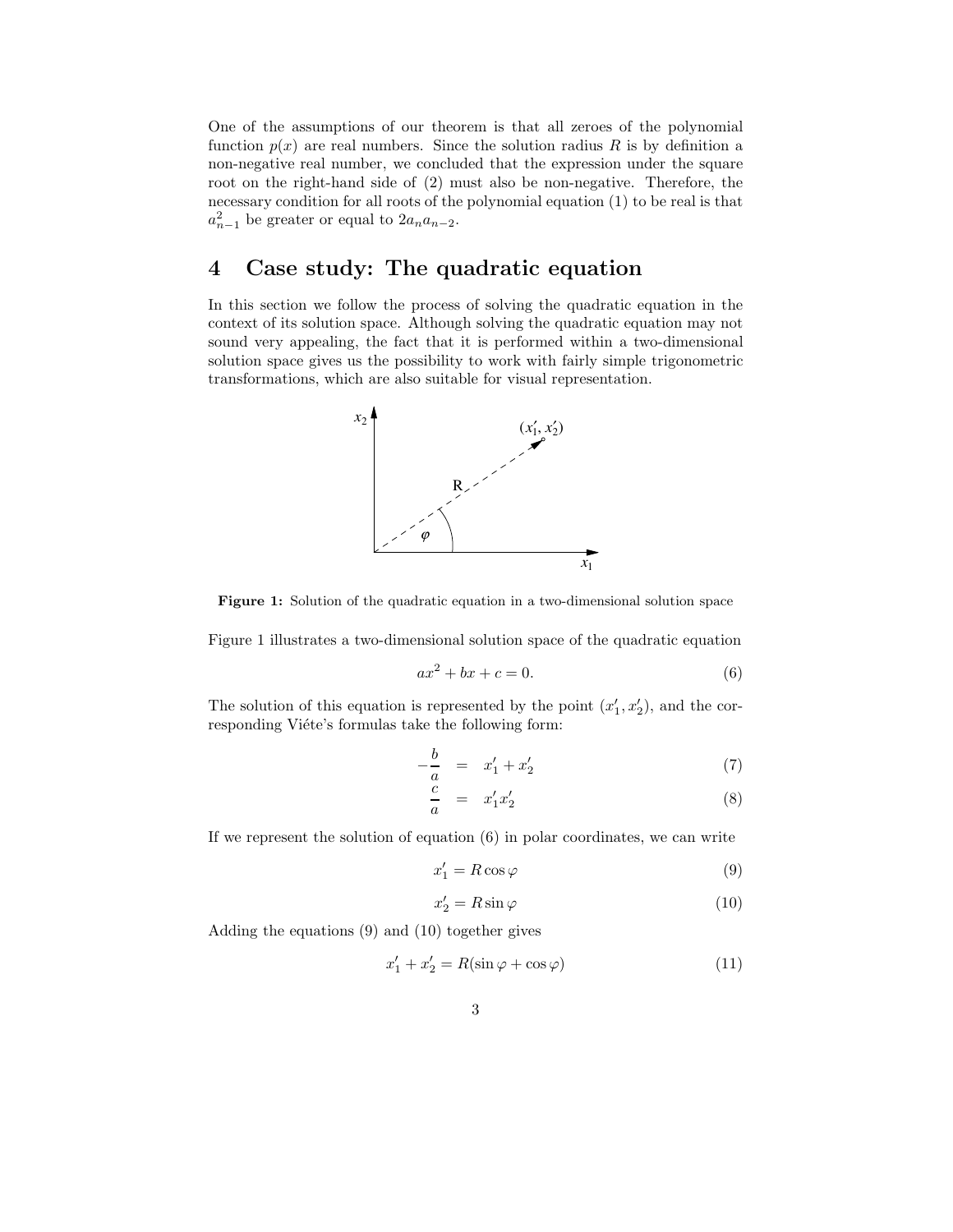One of the assumptions of our theorem is that all zeroes of the polynomial function $p(x)$ are real numbers. Since the solution radius $R$ is by definition a non-negative real number, we concluded that the expression under the square root on the right-hand side of (2) must also be non-negative. Therefore, the necessary condition for all roots of the polynomial equation (1) to be real is that $a_{n-1}^2$ be greater or equal to $2a_n a_{n-2}$.

## 4 Case study: The quadratic equation

In this section we follow the process of solving the quadratic equation in the context of its solution space. Although solving the quadratic equation may not sound very appealing, the fact that it is performed within a two-dimensional solution space gives us the possibility to work with fairly simple trigonometric transformations, which are also suitable for visual representation.

**Figure 1:** Solution of the quadratic equation in a two-dimensional solution space

Figure 1 illustrates a two-dimensional solution space of the quadratic equation

$$ax^2 + bx + c = 0. \tag{6}$$

The solution of this equation is represented by the point $(x_1', x_2')$, and the corresponding Viéte's formulas take the following form:

$$-\frac{b}{a} = x_1' + x_2' \tag{7}$$

$$\frac{c}{a} = x_1' x_2' \tag{8}$$

If we represent the solution of equation (6) in polar coordinates, we can write

$$x_1' = R\cos\varphi \tag{9}$$

$$x_2' = R\sin\varphi \tag{10}$$

Adding the equations (9) and (10) together gives

$$x_1' + x_2' = R(\sin\varphi + \cos\varphi) \tag{11}$$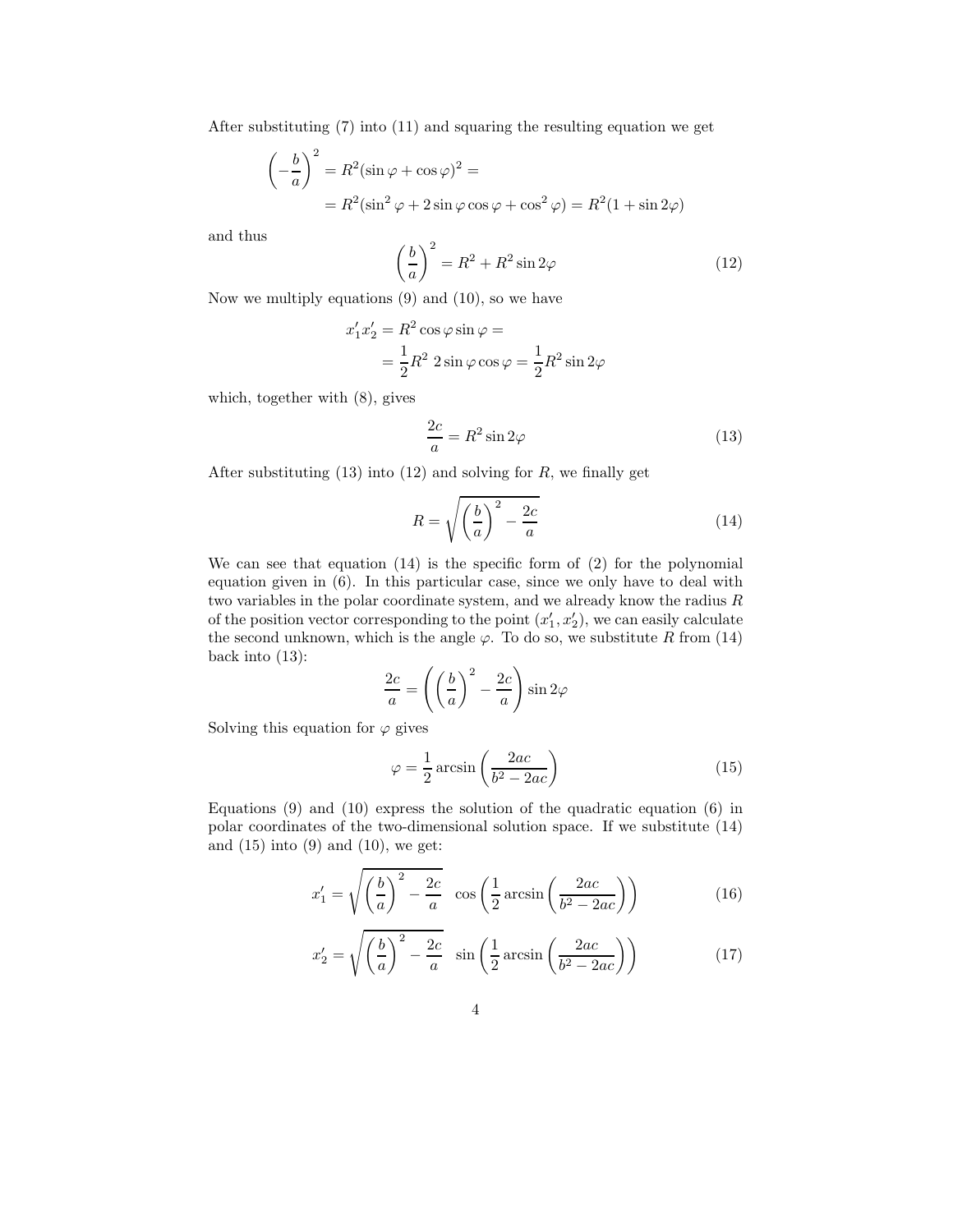After substituting (7) into (11) and squaring the resulting equation we get

$$
\begin{aligned}
\left(-\frac{b}{a}\right)^2 &= R^2(\sin\varphi + \cos\varphi)^2 = \\
&= R^2(\sin^2\varphi + 2\sin\varphi\cos\varphi + \cos^2\varphi) = R^2(1 + \sin 2\varphi)
\end{aligned}
$$

and thus

$$
\left(\frac{b}{a}\right)^2 = R^2 + R^2\sin 2\varphi \tag{12}
$$

Now we multiply equations (9) and (10), so we have

$$
\begin{aligned}
x_1' x_2' &= R^2\cos\varphi\sin\varphi = \\
&= \frac{1}{2}R^2 \; 2\sin\varphi\cos\varphi = \frac{1}{2}R^2\sin 2\varphi
\end{aligned}
$$

which, together with (8), gives

$$
\frac{2c}{a} = R^2\sin 2\varphi \tag{13}
$$

After substituting (13) into (12) and solving for $R$, we finally get

$$
R = \sqrt{\left(\frac{b}{a}\right)^2 - \frac{2c}{a}} \tag{14}
$$

We can see that equation (14) is the specific form of (2) for the polynomial equation given in (6). In this particular case, since we only have to deal with two variables in the polar coordinate system, and we already know the radius $R$ of the position vector corresponding to the point $(x_1', x_2')$, we can easily calculate the second unknown, which is the angle $\varphi$. To do so, we substitute $R$ from (14) back into (13):

$$
\frac{2c}{a} = \left(\left(\frac{b}{a}\right)^2 - \frac{2c}{a}\right)\sin 2\varphi
$$

Solving this equation for $\varphi$ gives

$$
\varphi = \frac{1}{2}\arcsin\left(\frac{2ac}{b^2 - 2ac}\right) \tag{15}
$$

Equations (9) and (10) express the solution of the quadratic equation (6) in polar coordinates of the two-dimensional solution space. If we substitute (14) and (15) into (9) and (10), we get:

$$
x_1' = \sqrt{\left(\frac{b}{a}\right)^2 - \frac{2c}{a}} \;\; \cos\left(\frac{1}{2}\arcsin\left(\frac{2ac}{b^2 - 2ac}\right)\right) \tag{16}
$$

$$
x_2' = \sqrt{\left(\frac{b}{a}\right)^2 - \frac{2c}{a}} \;\; \sin\left(\frac{1}{2}\arcsin\left(\frac{2ac}{b^2 - 2ac}\right)\right) \tag{17}
$$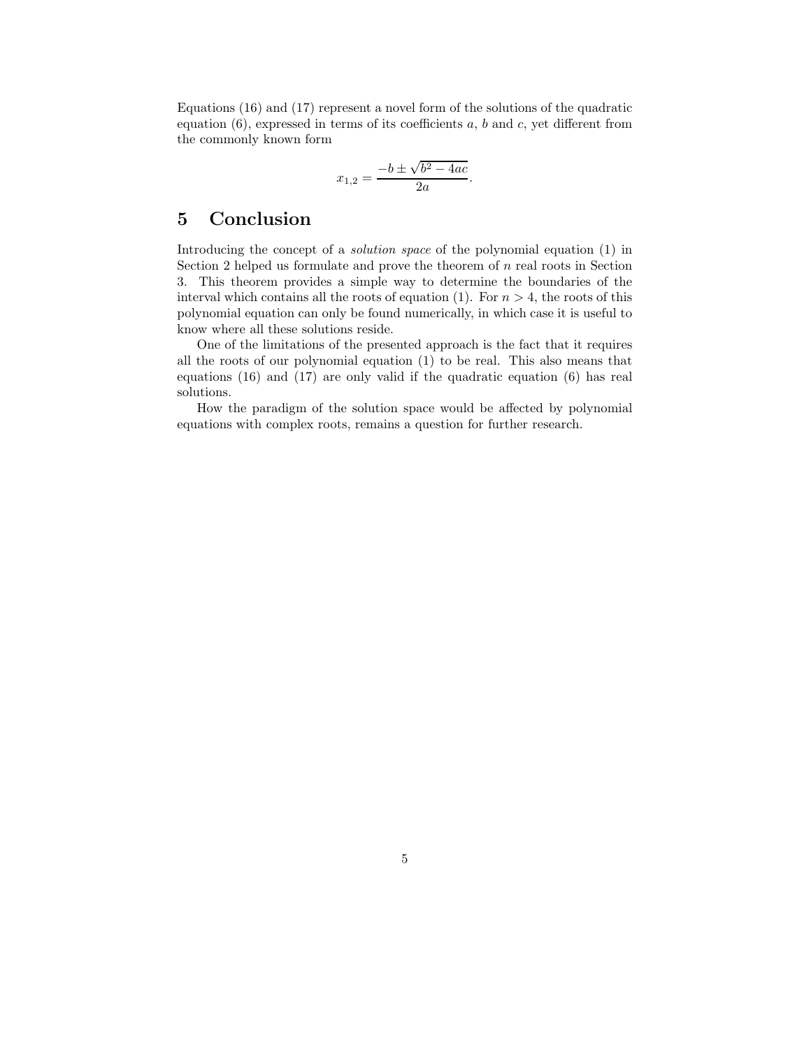Equations (16) and (17) represent a novel form of the solutions of the quadratic equation (6), expressed in terms of its coefficients $a$, $b$ and $c$, yet different from the commonly known form

$$x_{1,2} = \frac{-b \pm \sqrt{b^2 - 4ac}}{2a}.$$

# 5 Conclusion

Introducing the concept of a *solution space* of the polynomial equation (1) in Section 2 helped us formulate and prove the theorem of $n$ real roots in Section 3. This theorem provides a simple way to determine the boundaries of the interval which contains all the roots of equation (1). For $n > 4$, the roots of this polynomial equation can only be found numerically, in which case it is useful to know where all these solutions reside.

One of the limitations of the presented approach is the fact that it requires all the roots of our polynomial equation (1) to be real. This also means that equations (16) and (17) are only valid if the quadratic equation (6) has real solutions.

How the paradigm of the solution space would be affected by polynomial equations with complex roots, remains a question for further research.